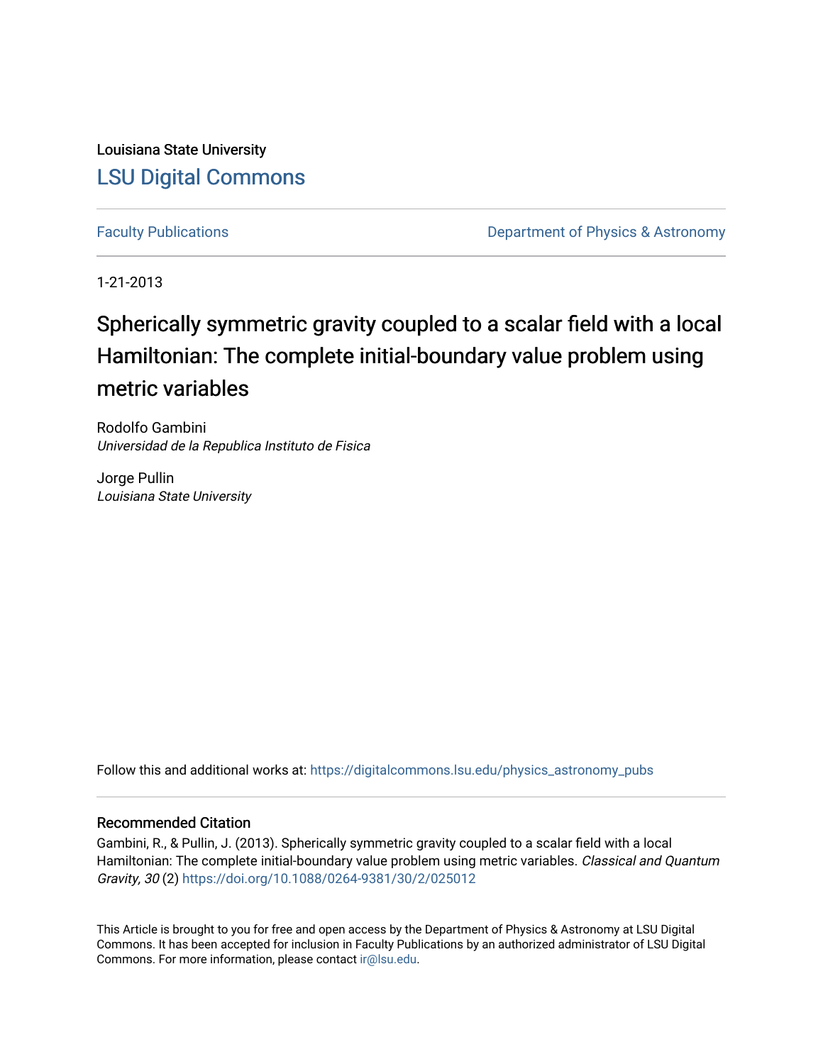Louisiana State University

LSU Digital Commons

Faculty Publications

Department of Physics & Astronomy

1-21-2013

# Spherically symmetric gravity coupled to a scalar field with a local Hamiltonian: The complete initial-boundary value problem using metric variables

Rodolfo Gambini
*Universidad de la Republica Instituto de Fisica*

Jorge Pullin
*Louisiana State University*

Follow this and additional works at: https://digitalcommons.lsu.edu/physics_astronomy_pubs

## Recommended Citation

Gambini, R., & Pullin, J. (2013). Spherically symmetric gravity coupled to a scalar field with a local Hamiltonian: The complete initial-boundary value problem using metric variables. *Classical and Quantum Gravity, 30* (2) https://doi.org/10.1088/0264-9381/30/2/025012

This Article is brought to you for free and open access by the Department of Physics & Astronomy at LSU Digital Commons. It has been accepted for inclusion in Faculty Publications by an authorized administrator of LSU Digital Commons. For more information, please contact ir@lsu.edu.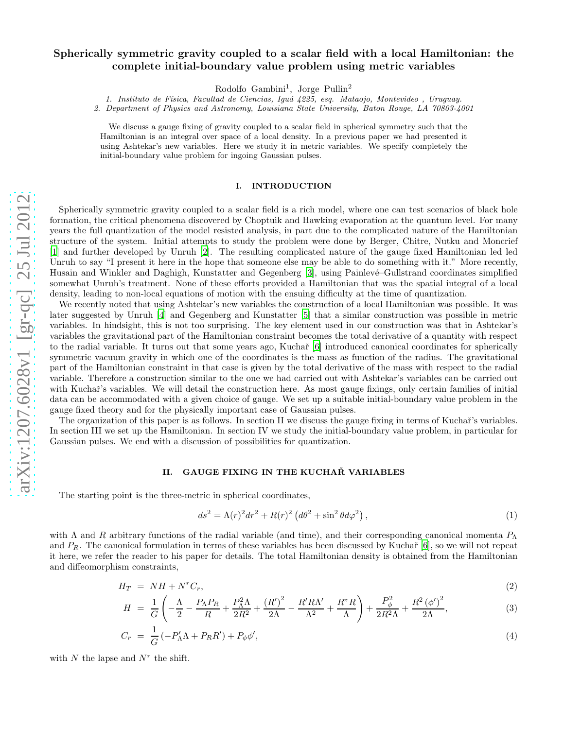# Spherically symmetric gravity coupled to a scalar field with a local Hamiltonian: the complete initial-boundary value problem using metric variables

Rodolfo Gambini[1], Jorge Pullin[2]

1. Instituto de Física, Facultad de Ciencias, Iguá 4225, esq. Mataojo, Montevideo , Uruguay.
2. Department of Physics and Astronomy, Louisiana State University, Baton Rouge, LA 70803-4001

We discuss a gauge fixing of gravity coupled to a scalar field in spherical symmetry such that the Hamiltonian is an integral over space of a local density. In a previous paper we had presented it using Ashtekar's new variables. Here we study it in metric variables. We specify completely the initial-boundary value problem for ingoing Gaussian pulses.

## I. INTRODUCTION

Spherically symmetric gravity coupled to a scalar field is a rich model, where one can test scenarios of black hole formation, the critical phenomena discovered by Choptuik and Hawking evaporation at the quantum level. For many years the full quantization of the model resisted analysis, in part due to the complicated nature of the Hamiltonian structure of the system. Initial attempts to study the problem were done by Berger, Chitre, Nutku and Moncrief [1] and further developed by Unruh [2]. The resulting complicated nature of the gauge fixed Hamiltonian led led Unruh to say "I present it here in the hope that someone else may be able to do something with it." More recently, Husain and Winkler and Daghigh, Kunstatter and Gegenberg [3], using Painlevé–Gullstrand coordinates simplified somewhat Unruh's treatment. None of these efforts provided a Hamiltonian that was the spatial integral of a local density, leading to non-local equations of motion with the ensuing difficulty at the time of quantization.

We recently noted that using Ashtekar's new variables the construction of a local Hamiltonian was possible. It was later suggested by Unruh [4] and Gegenberg and Kunstatter [5] that a similar construction was possible in metric variables. In hindsight, this is not too surprising. The key element used in our construction was that in Ashtekar's variables the gravitational part of the Hamiltonian constraint becomes the total derivative of a quantity with respect to the radial variable. It turns out that some years ago, Kuchař [6] introduced canonical coordinates for spherically symmetric vacuum gravity in which one of the coordinates is the mass as function of the radius. The gravitational part of the Hamiltonian constraint in that case is given by the total derivative of the mass with respect to the radial variable. Therefore a construction similar to the one we had carried out with Ashtekar's variables can be carried out with Kuchař's variables. We will detail the construction here. As most gauge fixings, only certain families of initial data can be accommodated with a given choice of gauge. We set up a suitable initial-boundary value problem in the gauge fixed theory and for the physically important case of Gaussian pulses.

The organization of this paper is as follows. In section II we discuss the gauge fixing in terms of Kuchař's variables. In section III we set up the Hamiltonian. In section IV we study the initial-boundary value problem, in particular for Gaussian pulses. We end with a discussion of possibilities for quantization.

## II. GAUGE FIXING IN THE KUCHAŘ VARIABLES

The starting point is the three-metric in spherical coordinates,

$$ds^2 = \Lambda(r)^2 dr^2 + R(r)^2 \left(d\theta^2 + \sin^2\theta d\varphi^2\right), \tag{1}$$

with $\Lambda$ and $R$ arbitrary functions of the radial variable (and time), and their corresponding canonical momenta $P_\Lambda$ and $P_R$. The canonical formulation in terms of these variables has been discussed by Kuchař [6], so we will not repeat it here, we refer the reader to his paper for details. The total Hamiltonian density is obtained from the Hamiltonian and diffeomorphism constraints,

$$H_T = NH + N^r C_r, \tag{2}$$

$$H = \frac{1}{G}\left(-\frac{\Lambda}{2} - \frac{P_\Lambda P_R}{R} + \frac{P_\Lambda^2 \Lambda}{2R^2} + \frac{(R')^2}{2\Lambda} - \frac{R' R \Lambda'}{\Lambda^2} + \frac{R'' R}{\Lambda}\right) + \frac{P_\phi^2}{2R^2\Lambda} + \frac{R^2(\phi')^2}{2\Lambda}, \tag{3}$$

$$C_r = \frac{1}{G}\left(-P_\Lambda' \Lambda + P_R R'\right) + P_\phi \phi', \tag{4}$$

with $N$ the lapse and $N^r$ the shift.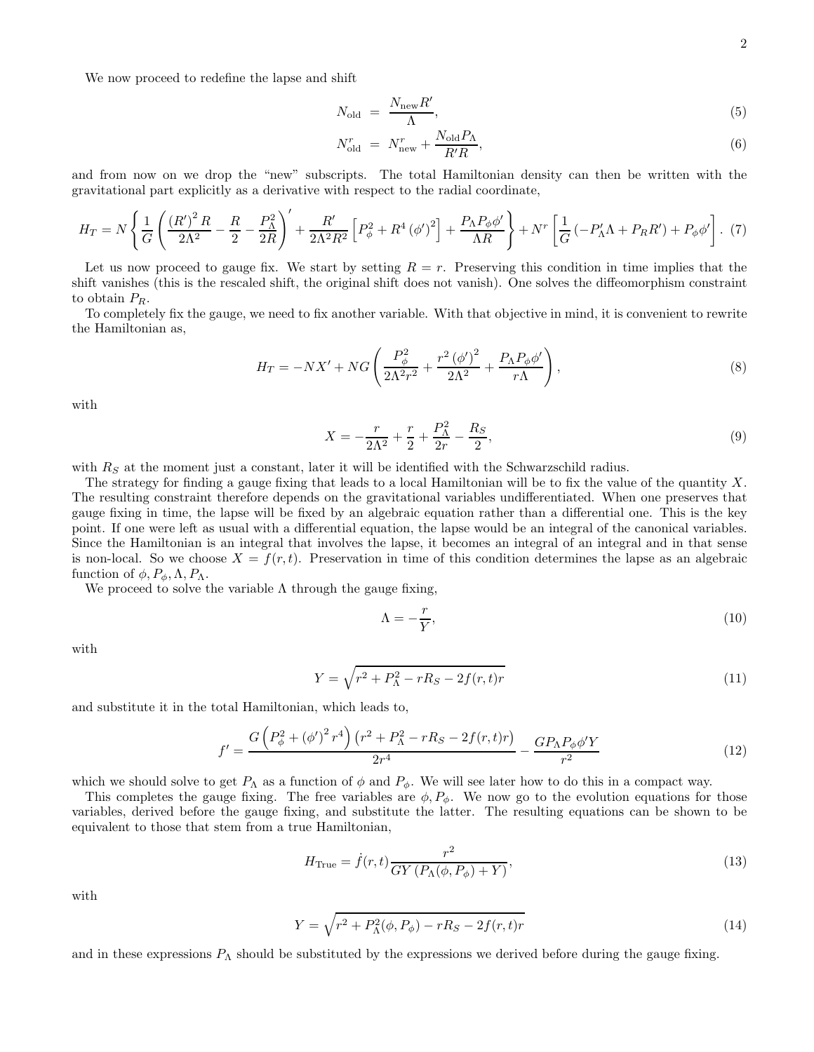We now proceed to redefine the lapse and shift

$$
N_{\rm old} = \frac{N_{\rm new} R'}{\Lambda}, \tag{5}
$$

$$
N^r_{\rm old} = N^r_{\rm new} + \frac{N_{\rm old} P_\Lambda}{R' R}, \tag{6}
$$

and from now on we drop the "new" subscripts. The total Hamiltonian density can then be written with the gravitational part explicitly as a derivative with respect to the radial coordinate,

$$
H_T = N \left\{ \frac{1}{G} \left( \frac{(R')^2 R}{2\Lambda^2} - \frac{R}{2} - \frac{P_\Lambda^2}{2R} \right)' + \frac{R'}{2\Lambda^2 R^2} \left[ P_\phi^2 + R^4 (\phi')^2 \right] + \frac{P_\Lambda P_\phi \phi'}{\Lambda R} \right\} + N^r \left[ \frac{1}{G} \left( -P'_\Lambda \Lambda + P_R R' \right) + P_\phi \phi' \right]. \tag{7}
$$

Let us now proceed to gauge fix. We start by setting $R = r$. Preserving this condition in time implies that the shift vanishes (this is the rescaled shift, the original shift does not vanish). One solves the diffeomorphism constraint to obtain $P_R$.

To completely fix the gauge, we need to fix another variable. With that objective in mind, it is convenient to rewrite the Hamiltonian as,

$$
H_T = -NX' + NG \left( \frac{P_\phi^2}{2\Lambda^2 r^2} + \frac{r^2 (\phi')^2}{2\Lambda^2} + \frac{P_\Lambda P_\phi \phi'}{r\Lambda} \right), \tag{8}
$$

with

$$
X = -\frac{r}{2\Lambda^2} + \frac{r}{2} + \frac{P_\Lambda^2}{2r} - \frac{R_S}{2}, \tag{9}
$$

with $R_S$ at the moment just a constant, later it will be identified with the Schwarzschild radius.

The strategy for finding a gauge fixing that leads to a local Hamiltonian will be to fix the value of the quantity $X$. The resulting constraint therefore depends on the gravitational variables undifferentiated. When one preserves that gauge fixing in time, the lapse will be fixed by an algebraic equation rather than a differential one. This is the key point. If one were left as usual with a differential equation, the lapse would be an integral of the canonical variables. Since the Hamiltonian is an integral that involves the lapse, it becomes an integral of an integral and in that sense is non-local. So we choose $X = f(r, t)$. Preservation in time of this condition determines the lapse as an algebraic function of $\phi, P_\phi, \Lambda, P_\Lambda$.

We proceed to solve the variable $\Lambda$ through the gauge fixing,

$$
\Lambda = -\frac{r}{Y}, \tag{10}
$$

with

$$
Y = \sqrt{r^2 + P_\Lambda^2 - rR_S - 2f(r,t)r} \tag{11}
$$

and substitute it in the total Hamiltonian, which leads to,

$$
f' = \frac{G \left( P_\phi^2 + (\phi')^2 r^4 \right) \left( r^2 + P_\Lambda^2 - rR_S - 2f(r,t)r \right)}{2r^4} - \frac{G P_\Lambda P_\phi \phi' Y}{r^2} \tag{12}
$$

which we should solve to get $P_\Lambda$ as a function of $\phi$ and $P_\phi$. We will see later how to do this in a compact way.

This completes the gauge fixing. The free variables are $\phi, P_\phi$. We now go to the evolution equations for those variables, derived before the gauge fixing, and substitute the latter. The resulting equations can be shown to be equivalent to those that stem from a true Hamiltonian,

$$
H_{\rm True} = \dot{f}(r,t) \frac{r^2}{GY \left( P_\Lambda(\phi, P_\phi) + Y \right)}, \tag{13}
$$

with

$$
Y = \sqrt{r^2 + P_\Lambda^2(\phi, P_\phi) - rR_S - 2f(r,t)r} \tag{14}
$$

and in these expressions $P_\Lambda$ should be substituted by the expressions we derived before during the gauge fixing.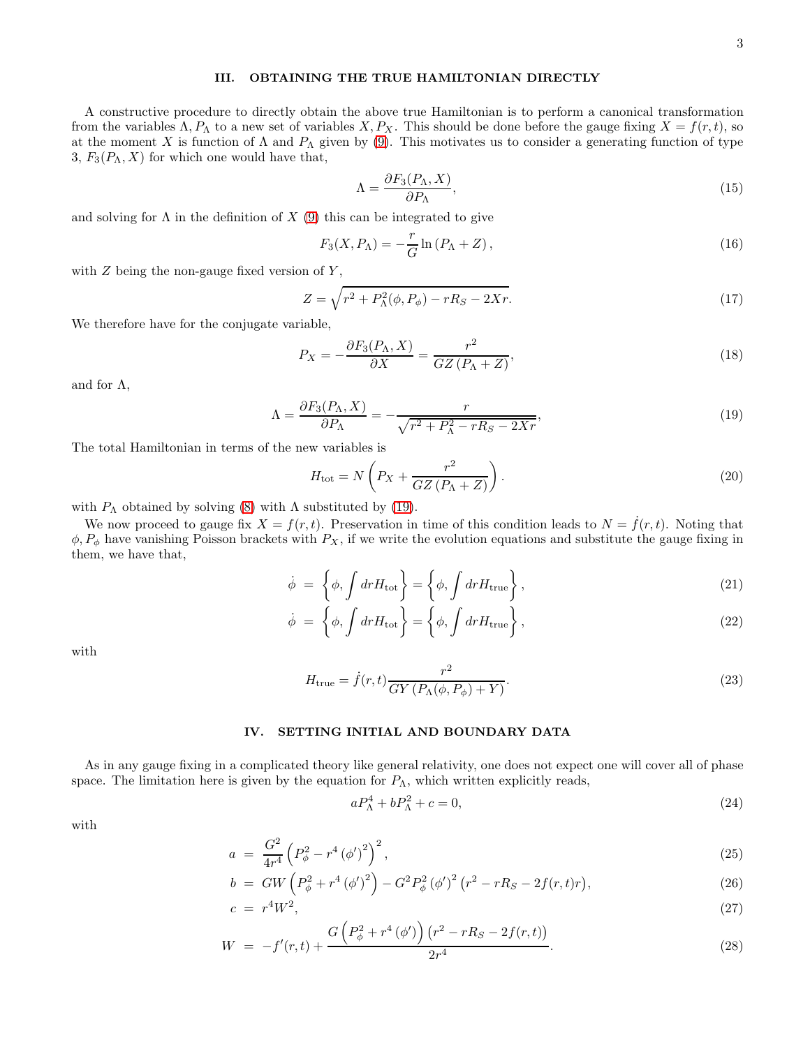## III. OBTAINING THE TRUE HAMILTONIAN DIRECTLY

A constructive procedure to directly obtain the above true Hamiltonian is to perform a canonical transformation from the variables $\Lambda, P_\Lambda$ to a new set of variables $X, P_X$. This should be done before the gauge fixing $X = f(r,t)$, so at the moment $X$ is function of $\Lambda$ and $P_\Lambda$ given by (9). This motivates us to consider a generating function of type 3, $F_3(P_\Lambda, X)$ for which one would have that,

$$\Lambda = \frac{\partial F_3(P_\Lambda, X)}{\partial P_\Lambda}, \tag{15}$$

and solving for $\Lambda$ in the definition of $X$ (9) this can be integrated to give

$$F_3(X, P_\Lambda) = -\frac{r}{G} \ln\left(P_\Lambda + Z\right), \tag{16}$$

with $Z$ being the non-gauge fixed version of $Y$,

$$Z = \sqrt{r^2 + P_\Lambda^2(\phi, P_\phi) - rR_S - 2Xr}. \tag{17}$$

We therefore have for the conjugate variable,

$$P_X = -\frac{\partial F_3(P_\Lambda, X)}{\partial X} = \frac{r^2}{GZ\left(P_\Lambda + Z\right)}, \tag{18}$$

and for $\Lambda$,

$$\Lambda = \frac{\partial F_3(P_\Lambda, X)}{\partial P_\Lambda} = -\frac{r}{\sqrt{r^2 + P_\Lambda^2 - rR_S - 2Xr}}, \tag{19}$$

The total Hamiltonian in terms of the new variables is

$$H_{\rm tot} = N\left(P_X + \frac{r^2}{GZ\left(P_\Lambda + Z\right)}\right). \tag{20}$$

with $P_\Lambda$ obtained by solving (8) with $\Lambda$ substituted by (19).

We now proceed to gauge fix $X = f(r,t)$. Preservation in time of this condition leads to $N = \dot{f}(r,t)$. Noting that $\phi, P_\phi$ have vanishing Poisson brackets with $P_X$, if we write the evolution equations and substitute the gauge fixing in them, we have that,

$$\dot{\phi} = \left\{\phi, \int dr H_{\rm tot}\right\} = \left\{\phi, \int dr H_{\rm true}\right\}, \tag{21}$$

$$\dot{\phi} = \left\{\phi, \int dr H_{\rm tot}\right\} = \left\{\phi, \int dr H_{\rm true}\right\}, \tag{22}$$

with

$$H_{\rm true} = \dot{f}(r,t)\frac{r^2}{GY\left(P_\Lambda(\phi, P_\phi) + Y\right)}. \tag{23}$$

## IV. SETTING INITIAL AND BOUNDARY DATA

As in any gauge fixing in a complicated theory like general relativity, one does not expect one will cover all of phase space. The limitation here is given by the equation for $P_\Lambda$, which written explicitly reads,

$$aP_\Lambda^4 + bP_\Lambda^2 + c = 0, \tag{24}$$

with

$$a = \frac{G^2}{4r^4}\left(P_\phi^2 - r^4\left(\phi'\right)^2\right)^2, \tag{25}$$

$$b = GW\left(P_\phi^2 + r^4\left(\phi'\right)^2\right) - G^2 P_\phi^2\left(\phi'\right)^2\left(r^2 - rR_S - 2f(r,t)r\right), \tag{26}$$

$$c = r^4 W^2, \tag{27}$$

$$W = -f'(r,t) + \frac{G\left(P_\phi^2 + r^4\left(\phi'\right)\right)\left(r^2 - rR_S - 2f(r,t)\right)}{2r^4}. \tag{28}$$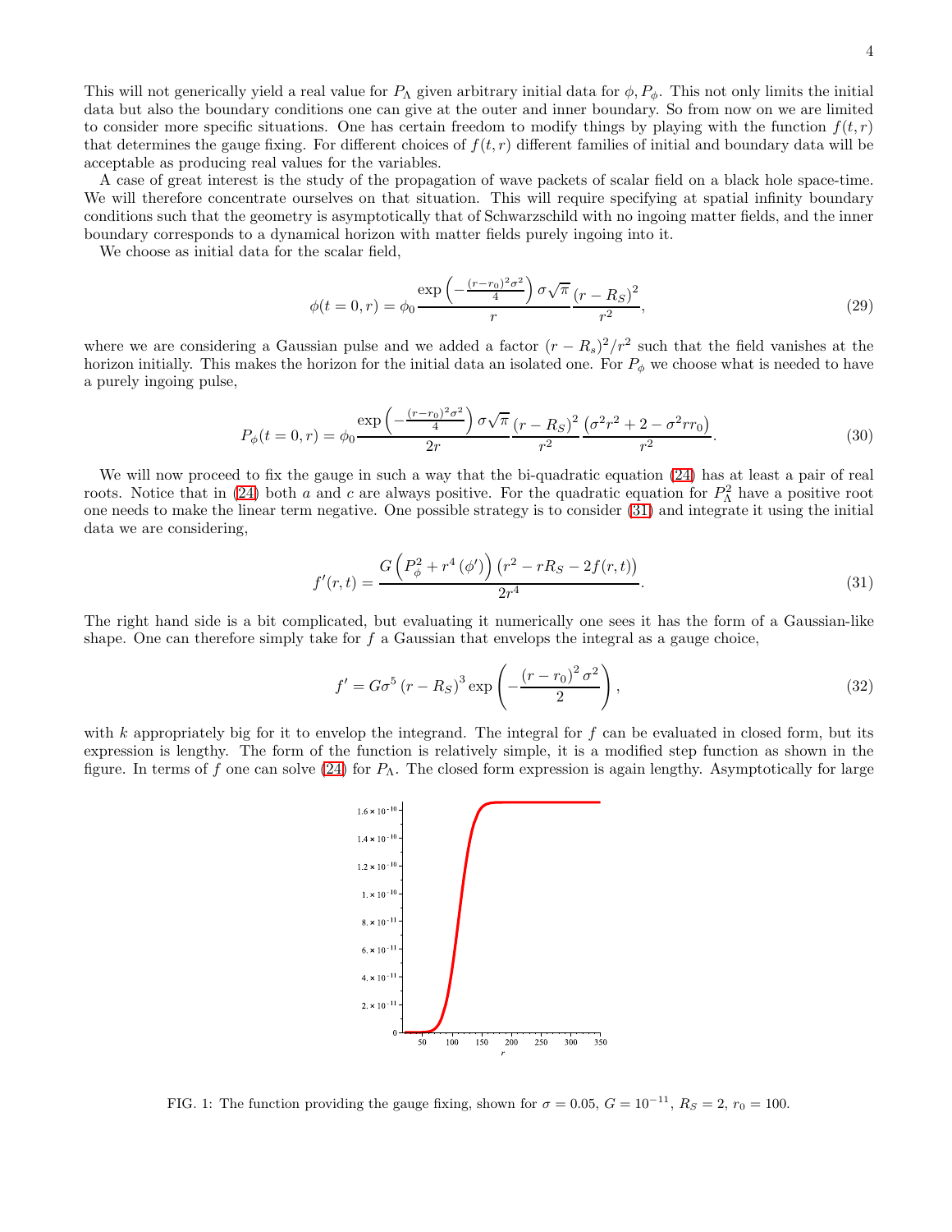This will not generically yield a real value for $P_\Lambda$ given arbitrary initial data for $\phi, P_\phi$. This not only limits the initial data but also the boundary conditions one can give at the outer and inner boundary. So from now on we are limited to consider more specific situations. One has certain freedom to modify things by playing with the function $f(t,r)$ that determines the gauge fixing. For different choices of $f(t,r)$ different families of initial and boundary data will be acceptable as producing real values for the variables.

A case of great interest is the study of the propagation of wave packets of scalar field on a black hole space-time. We will therefore concentrate ourselves on that situation. This will require specifying at spatial infinity boundary conditions such that the geometry is asymptotically that of Schwarzschild with no ingoing matter fields, and the inner boundary corresponds to a dynamical horizon with matter fields purely ingoing into it.

We choose as initial data for the scalar field,

$$\phi(t=0,r) = \phi_0 \frac{\exp\left(-\frac{(r-r_0)^2\sigma^2}{4}\right)\sigma\sqrt{\pi}}{r}\frac{(r-R_S)^2}{r^2}, \tag{29}$$

where we are considering a Gaussian pulse and we added a factor $(r-R_s)^2/r^2$ such that the field vanishes at the horizon initially. This makes the horizon for the initial data an isolated one. For $P_\phi$ we choose what is needed to have a purely ingoing pulse,

$$P_\phi(t=0,r) = \phi_0 \frac{\exp\left(-\frac{(r-r_0)^2\sigma^2}{4}\right)\sigma\sqrt{\pi}}{2r}\frac{(r-R_S)^2}{r^2}\frac{\left(\sigma^2 r^2 + 2 - \sigma^2 r r_0\right)}{r^2}. \tag{30}$$

We will now proceed to fix the gauge in such a way that the bi-quadratic equation (24) has at least a pair of real roots. Notice that in (24) both $a$ and $c$ are always positive. For the quadratic equation for $P_\Lambda^2$ have a positive root one needs to make the linear term negative. One possible strategy is to consider (31) and integrate it using the initial data we are considering,

$$f'(r,t) = \frac{G\left(P_\phi^2 + r^4\left(\phi'\right)\right)\left(r^2 - rR_S - 2f(r,t)\right)}{2r^4}. \tag{31}$$

The right hand side is a bit complicated, but evaluating it numerically one sees it has the form of a Gaussian-like shape. One can therefore simply take for $f$ a Gaussian that envelops the integral as a gauge choice,

$$f' = G\sigma^5\left(r-R_S\right)^3\exp\left(-\frac{\left(r-r_0\right)^2\sigma^2}{2}\right), \tag{32}$$

with $k$ appropriately big for it to envelop the integrand. The integral for $f$ can be evaluated in closed form, but its expression is lengthy. The form of the function is relatively simple, it is a modified step function as shown in the figure. In terms of $f$ one can solve (24) for $P_\Lambda$. The closed form expression is again lengthy. Asymptotically for large

FIG. 1: The function providing the gauge fixing, shown for $\sigma = 0.05$, $G = 10^{-11}$, $R_S = 2$, $r_0 = 100$.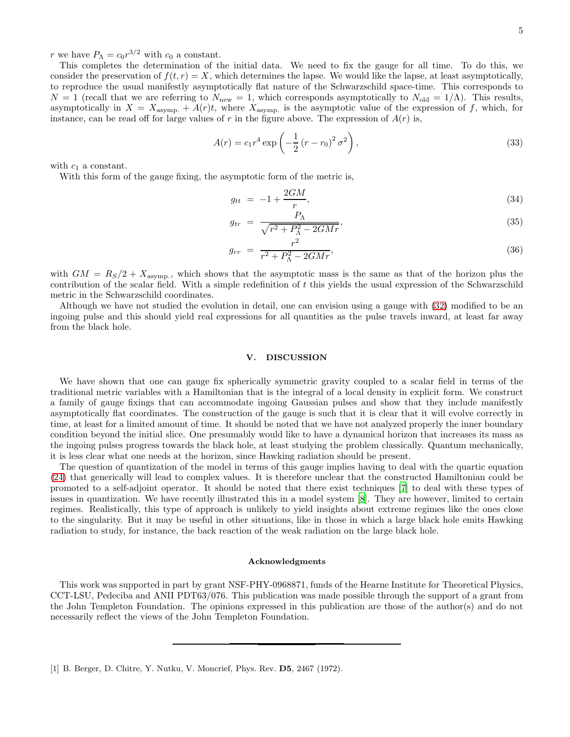$r$ we have $P_\Lambda = c_0 r^{3/2}$ with $c_0$ a constant.

This completes the determination of the initial data. We need to fix the gauge for all time. To do this, we consider the preservation of $f(t,r) = X$, which determines the lapse. We would like the lapse, at least asymptotically, to reproduce the usual manifestly asymptotically flat nature of the Schwarzschild space-time. This corresponds to $N = 1$ (recall that we are referring to $N_{\rm new} = 1$, which corresponds asymptotically to $N_{\rm old} = 1/\Lambda$). This results, asymptotically in $X = X_{\rm asymp.} + A(r)t$, where $X_{\rm asymp.}$ is the asymptotic value of the expression of $f$, which, for instance, can be read off for large values of $r$ in the figure above. The expression of $A(r)$ is,

$$A(r) = c_1 r^4 \exp\left(-\frac{1}{2}\left(r - r_0\right)^2 \sigma^2\right), \tag{33}$$

with $c_1$ a constant.

With this form of the gauge fixing, the asymptotic form of the metric is,

$$g_{tt} = -1 + \frac{2GM}{r}, \tag{34}$$

$$g_{tr} = \frac{P_\Lambda}{\sqrt{r^2 + P_\Lambda^2 - 2GMr}}, \tag{35}$$

$$g_{rr} = \frac{r^2}{r^2 + P_\Lambda^2 - 2GMr}, \tag{36}$$

with $GM = R_S/2 + X_{\rm asymp.}$, which shows that the asymptotic mass is the same as that of the horizon plus the contribution of the scalar field. With a simple redefinition of $t$ this yields the usual expression of the Schwarzschild metric in the Schwarzschild coordinates.

Although we have not studied the evolution in detail, one can envision using a gauge with (32) modified to be an ingoing pulse and this should yield real expressions for all quantities as the pulse travels inward, at least far away from the black hole.

## V. DISCUSSION

We have shown that one can gauge fix spherically symmetric gravity coupled to a scalar field in terms of the traditional metric variables with a Hamiltonian that is the integral of a local density in explicit form. We construct a family of gauge fixings that can accommodate ingoing Gaussian pulses and show that they include manifestly asymptotically flat coordinates. The construction of the gauge is such that it is clear that it will evolve correctly in time, at least for a limited amount of time. It should be noted that we have not analyzed properly the inner boundary condition beyond the initial slice. One presumably would like to have a dynamical horizon that increases its mass as the ingoing pulses progress towards the black hole, at least studying the problem classically. Quantum mechanically, it is less clear what one needs at the horizon, since Hawking radiation should be present.

The question of quantization of the model in terms of this gauge implies having to deal with the quartic equation (24) that generically will lead to complex values. It is therefore unclear that the constructed Hamiltonian could be promoted to a self-adjoint operator. It should be noted that there exist techniques [7] to deal with these types of issues in quantization. We have recently illustrated this in a model system [8]. They are however, limited to certain regimes. Realistically, this type of approach is unlikely to yield insights about extreme regimes like the ones close to the singularity. But it may be useful in other situations, like in those in which a large black hole emits Hawking radiation to study, for instance, the back reaction of the weak radiation on the large black hole.

### Acknowledgments

This work was supported in part by grant NSF-PHY-0968871, funds of the Hearne Institute for Theoretical Physics, CCT-LSU, Pedeciba and ANII PDT63/076. This publication was made possible through the support of a grant from the John Templeton Foundation. The opinions expressed in this publication are those of the author(s) and do not necessarily reflect the views of the John Templeton Foundation.

---

[1] B. Berger, D. Chitre, Y. Nutku, V. Moncrief, Phys. Rev. **D5**, 2467 (1972).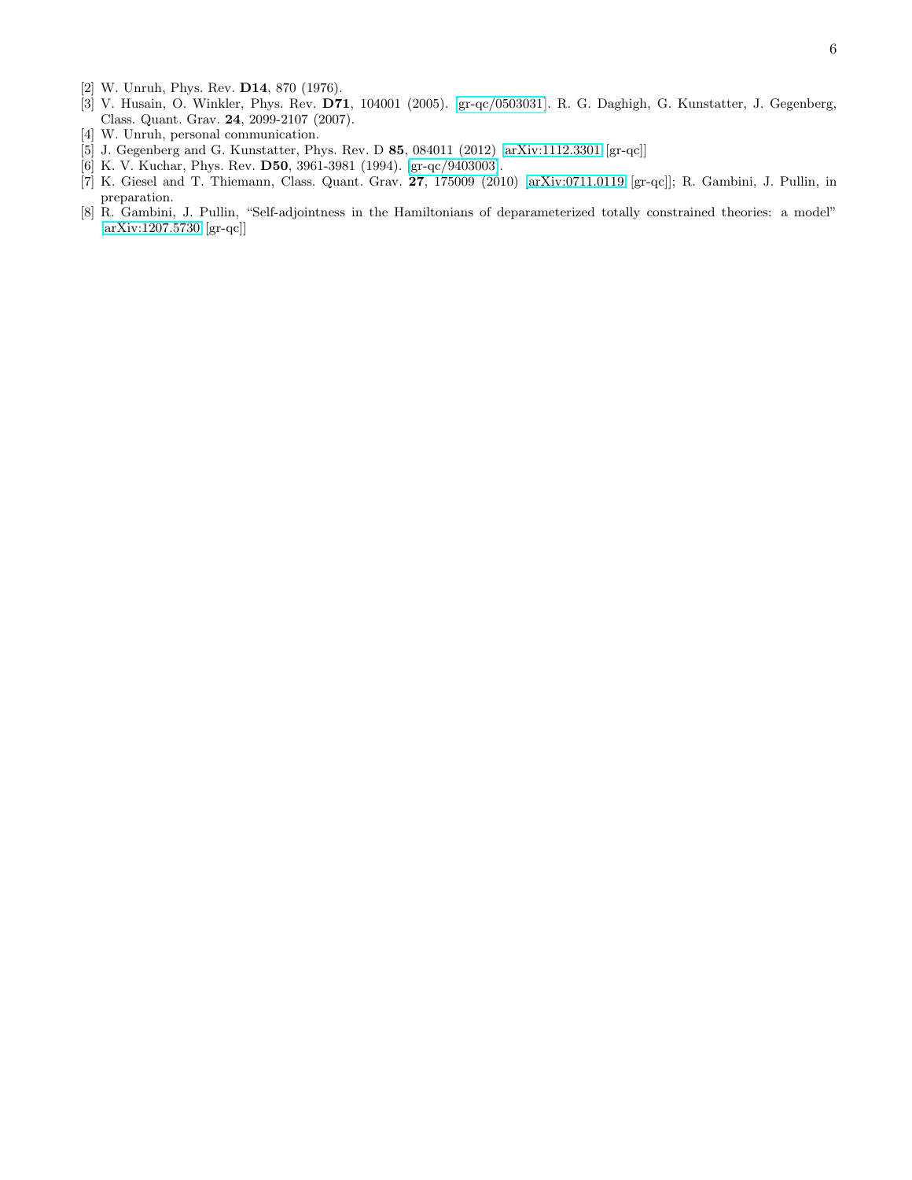[2] W. Unruh, Phys. Rev. **D14**, 870 (1976).

[3] V. Husain, O. Winkler, Phys. Rev. **D71**, 104001 (2005). [gr-qc/0503031]. R. G. Daghigh, G. Kunstatter, J. Gegenberg, Class. Quant. Grav. **24**, 2099-2107 (2007).

[4] W. Unruh, personal communication.

[5] J. Gegenberg and G. Kunstatter, Phys. Rev. D **85**, 084011 (2012) [arXiv:1112.3301 [gr-qc]]

[6] K. V. Kuchar, Phys. Rev. **D50**, 3961-3981 (1994). [gr-qc/9403003].

[7] K. Giesel and T. Thiemann, Class. Quant. Grav. **27**, 175009 (2010) [arXiv:0711.0119 [gr-qc]]; R. Gambini, J. Pullin, in preparation.

[8] R. Gambini, J. Pullin, "Self-adjointness in the Hamiltonians of deparameterized totally constrained theories: a model" [arXiv:1207.5730 [gr-qc]]